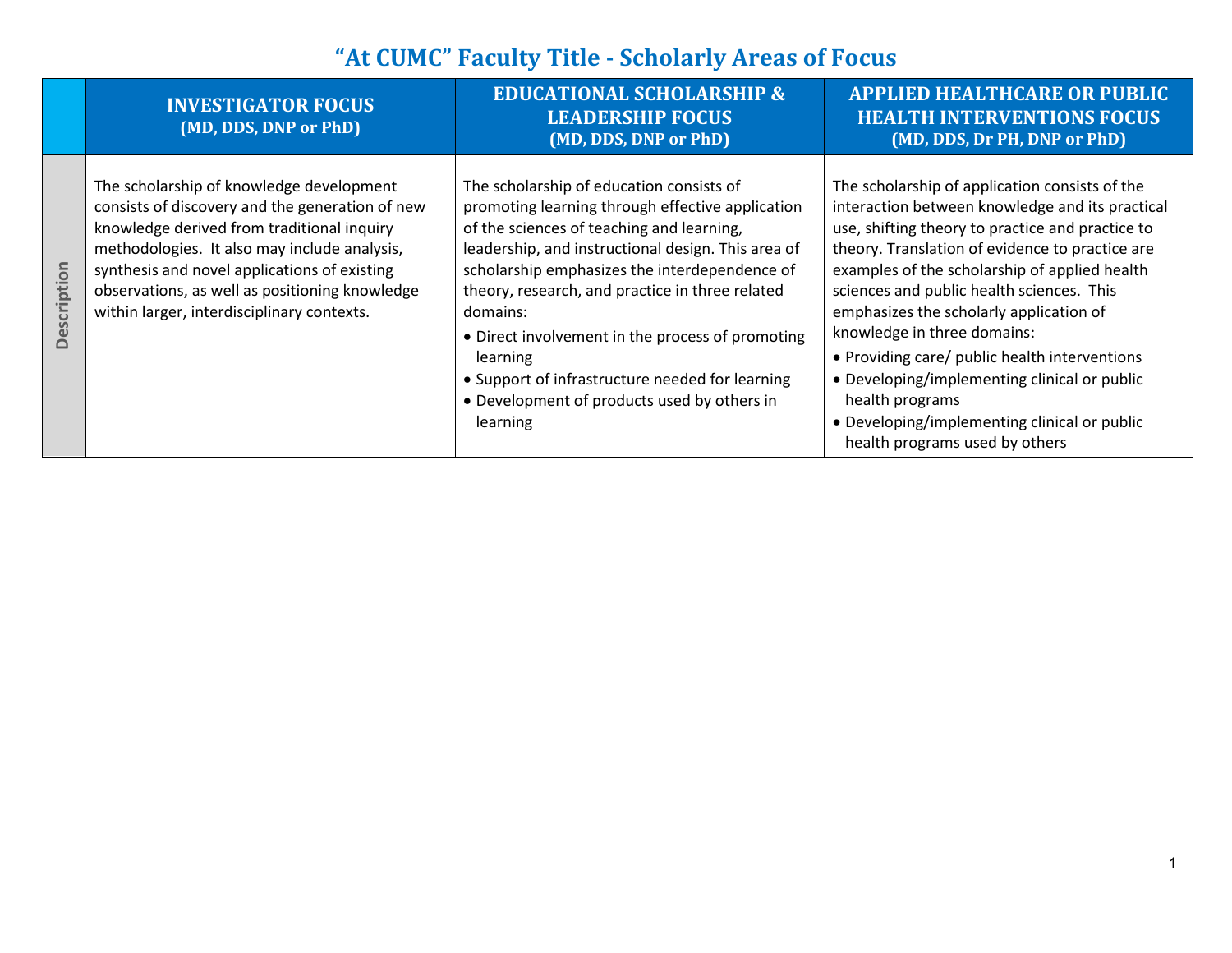# "At CUMC" Faculty Title - Scholarly Areas of Focus

| | INVESTIGATOR FOCUS (MD, DDS, DNP or PhD) | EDUCATIONAL SCHOLARSHIP & LEADERSHIP FOCUS (MD, DDS, DNP or PhD) | APPLIED HEALTHCARE OR PUBLIC HEALTH INTERVENTIONS FOCUS (MD, DDS, Dr PH, DNP or PhD) |
|---|---|---|---|
| Description | The scholarship of knowledge development consists of discovery and the generation of new knowledge derived from traditional inquiry methodologies. It also may include analysis, synthesis and novel applications of existing observations, as well as positioning knowledge within larger, interdisciplinary contexts. | The scholarship of education consists of promoting learning through effective application of the sciences of teaching and learning, leadership, and instructional design. This area of scholarship emphasizes the interdependence of theory, research, and practice in three related domains:<br>• Direct involvement in the process of promoting learning<br>• Support of infrastructure needed for learning<br>• Development of products used by others in learning | The scholarship of application consists of the interaction between knowledge and its practical use, shifting theory to practice and practice to theory. Translation of evidence to practice are examples of the scholarship of applied health sciences and public health sciences. This emphasizes the scholarly application of knowledge in three domains:<br>• Providing care/ public health interventions<br>• Developing/implementing clinical or public health programs<br>• Developing/implementing clinical or public health programs used by others |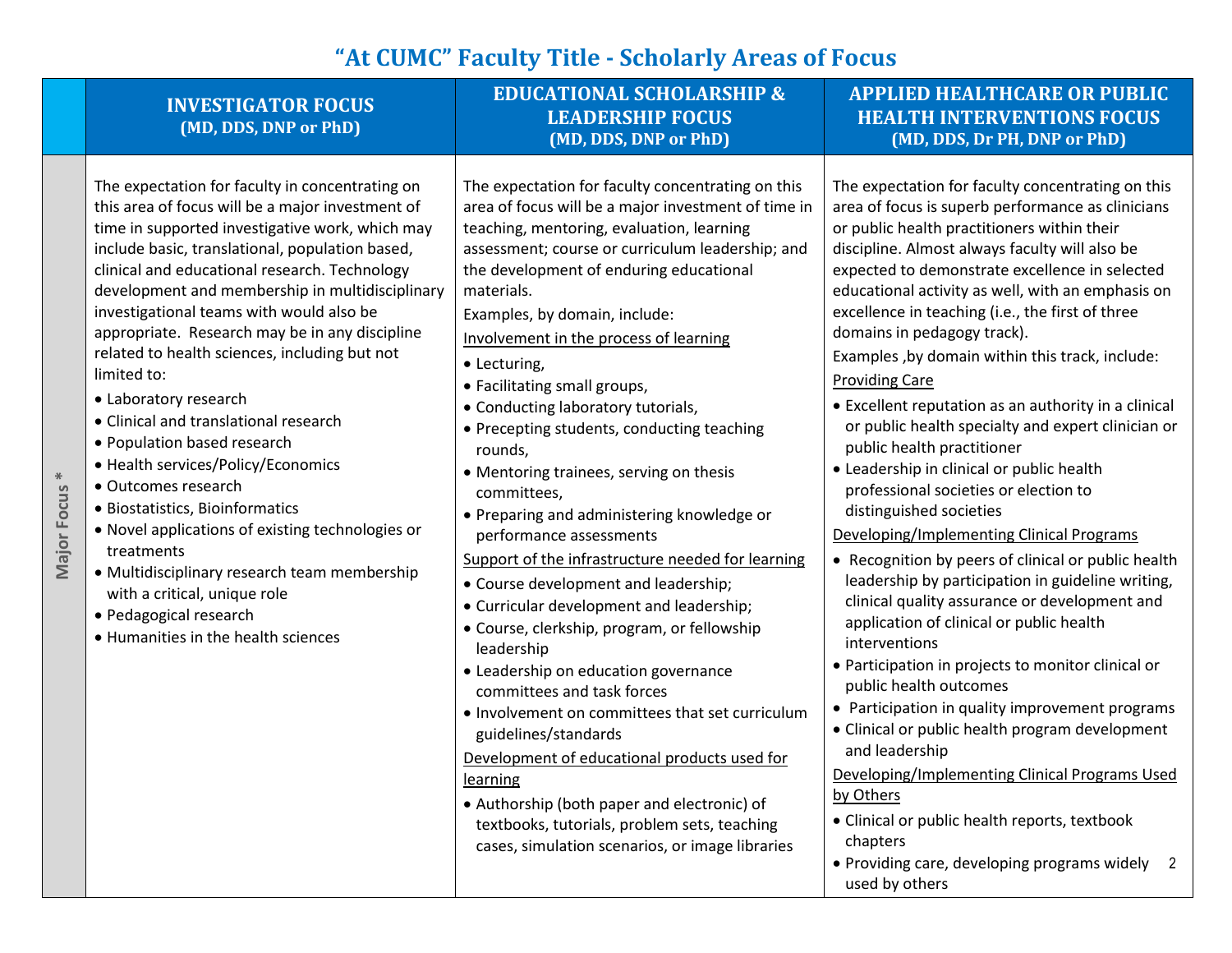# "At CUMC" Faculty Title - Scholarly Areas of Focus

| | INVESTIGATOR FOCUS (MD, DDS, DNP or PhD) | EDUCATIONAL SCHOLARSHIP & LEADERSHIP FOCUS (MD, DDS, DNP or PhD) | APPLIED HEALTHCARE OR PUBLIC HEALTH INTERVENTIONS FOCUS (MD, DDS, Dr PH, DNP or PhD) |
|---|---|---|---|
| Major Focus * | The expectation for faculty in concentrating on this area of focus will be a major investment of time in supported investigative work, which may include basic, translational, population based, clinical and educational research. Technology development and membership in multidisciplinary investigational teams with would also be appropriate. Research may be in any discipline related to health sciences, including but not limited to:<br>• Laboratory research<br>• Clinical and translational research<br>• Population based research<br>• Health services/Policy/Economics<br>• Outcomes research<br>• Biostatistics, Bioinformatics<br>• Novel applications of existing technologies or treatments<br>• Multidisciplinary research team membership with a critical, unique role<br>• Pedagogical research<br>• Humanities in the health sciences | The expectation for faculty concentrating on this area of focus will be a major investment of time in teaching, mentoring, evaluation, learning assessment; course or curriculum leadership; and the development of enduring educational materials.<br>Examples, by domain, include:<br><u>Involvement in the process of learning</u><br>• Lecturing,<br>• Facilitating small groups,<br>• Conducting laboratory tutorials,<br>• Precepting students, conducting teaching rounds,<br>• Mentoring trainees, serving on thesis committees,<br>• Preparing and administering knowledge or performance assessments<br><u>Support of the infrastructure needed for learning</u><br>• Course development and leadership;<br>• Curricular development and leadership;<br>• Course, clerkship, program, or fellowship leadership<br>• Leadership on education governance committees and task forces<br>• Involvement on committees that set curriculum guidelines/standards<br><u>Development of educational products used for learning</u><br>• Authorship (both paper and electronic) of textbooks, tutorials, problem sets, teaching cases, simulation scenarios, or image libraries | The expectation for faculty concentrating on this area of focus is superb performance as clinicians or public health practitioners within their discipline. Almost always faculty will also be expected to demonstrate excellence in selected educational activity as well, with an emphasis on excellence in teaching (i.e., the first of three domains in pedagogy track).<br>Examples ,by domain within this track, include:<br><u>Providing Care</u><br>• Excellent reputation as an authority in a clinical or public health specialty and expert clinician or public health practitioner<br>• Leadership in clinical or public health professional societies or election to distinguished societies<br><u>Developing/Implementing Clinical Programs</u><br>• Recognition by peers of clinical or public health leadership by participation in guideline writing, clinical quality assurance or development and application of clinical or public health interventions<br>• Participation in projects to monitor clinical or public health outcomes<br>• Participation in quality improvement programs<br>• Clinical or public health program development and leadership<br><u>Developing/Implementing Clinical Programs Used by Others</u><br>• Clinical or public health reports, textbook chapters<br>• Providing care, developing programs widely used by others |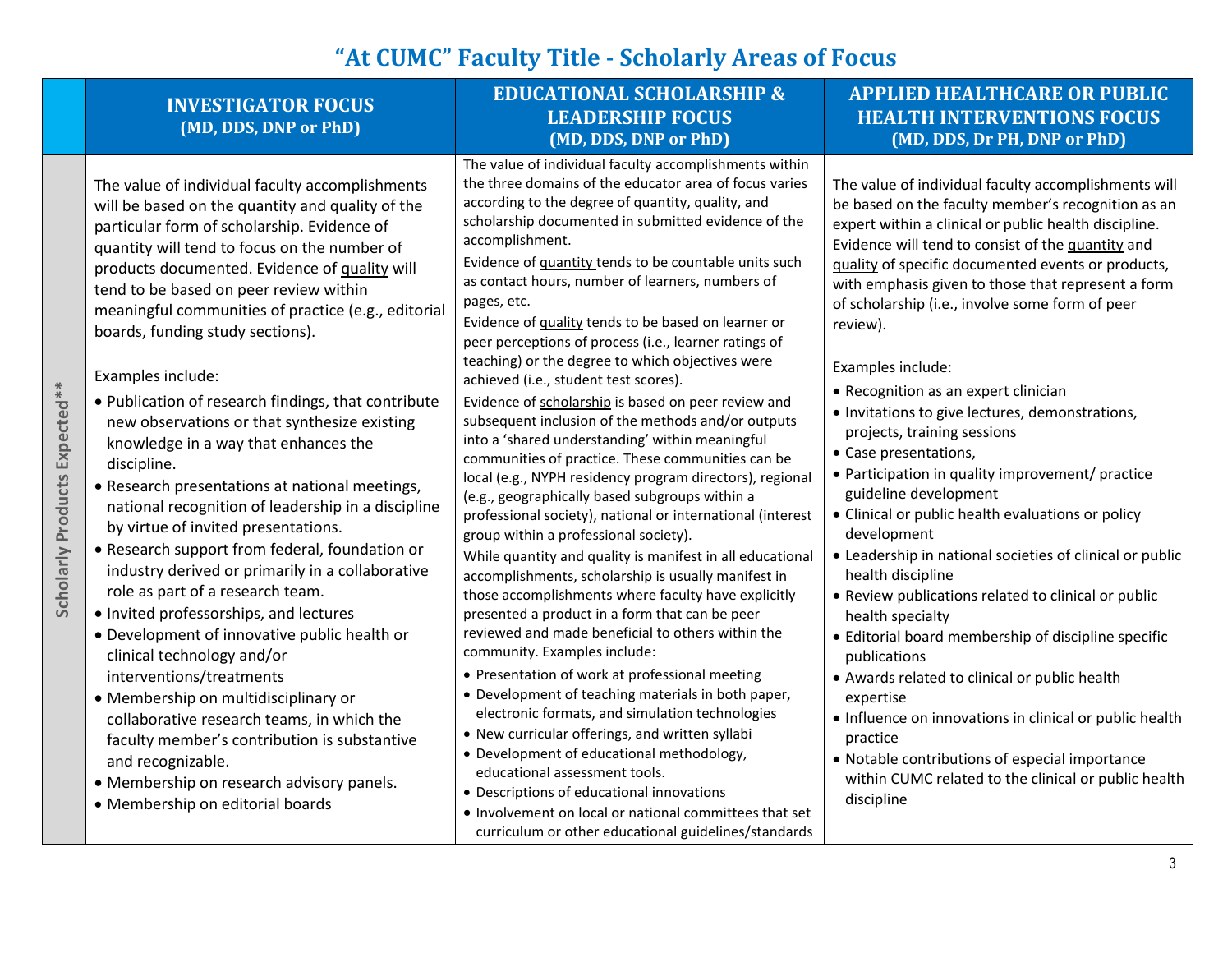# "At CUMC" Faculty Title - Scholarly Areas of Focus

| | INVESTIGATOR FOCUS (MD, DDS, DNP or PhD) | EDUCATIONAL SCHOLARSHIP & LEADERSHIP FOCUS (MD, DDS, DNP or PhD) | APPLIED HEALTHCARE OR PUBLIC HEALTH INTERVENTIONS FOCUS (MD, DDS, Dr PH, DNP or PhD) |
|---|---|---|---|
| **Scholarly Products Expected\*\*** | The value of individual faculty accomplishments will be based on the quantity and quality of the particular form of scholarship. Evidence of quantity will tend to focus on the number of products documented. Evidence of quality will tend to be based on peer review within meaningful communities of practice (e.g., editorial boards, funding study sections).<br><br>Examples include:<br>• Publication of research findings, that contribute new observations or that synthesize existing knowledge in a way that enhances the discipline.<br>• Research presentations at national meetings, national recognition of leadership in a discipline by virtue of invited presentations.<br>• Research support from federal, foundation or industry derived or primarily in a collaborative role as part of a research team.<br>• Invited professorships, and lectures<br>• Development of innovative public health or clinical technology and/or interventions/treatments<br>• Membership on multidisciplinary or collaborative research teams, in which the faculty member's contribution is substantive and recognizable.<br>• Membership on research advisory panels.<br>• Membership on editorial boards | The value of individual faculty accomplishments within the three domains of the educator area of focus varies according to the degree of quantity, quality, and scholarship documented in submitted evidence of the accomplishment.<br>Evidence of quantity tends to be countable units such as contact hours, number of learners, numbers of pages, etc.<br>Evidence of quality tends to be based on learner or peer perceptions of process (i.e., learner ratings of teaching) or the degree to which objectives were achieved (i.e., student test scores).<br>Evidence of scholarship is based on peer review and subsequent inclusion of the methods and/or outputs into a 'shared understanding' within meaningful communities of practice. These communities can be local (e.g., NYPH residency program directors), regional (e.g., geographically based subgroups within a professional society), national or international (interest group within a professional society).<br>While quantity and quality is manifest in all educational accomplishments, scholarship is usually manifest in those accomplishments where faculty have explicitly presented a product in a form that can be peer reviewed and made beneficial to others within the community. Examples include:<br>• Presentation of work at professional meeting<br>• Development of teaching materials in both paper, electronic formats, and simulation technologies<br>• New curricular offerings, and written syllabi<br>• Development of educational methodology, educational assessment tools.<br>• Descriptions of educational innovations<br>• Involvement on local or national committees that set curriculum or other educational guidelines/standards | The value of individual faculty accomplishments will be based on the faculty member's recognition as an expert within a clinical or public health discipline. Evidence will tend to consist of the quantity and quality of specific documented events or products, with emphasis given to those that represent a form of scholarship (i.e., involve some form of peer review).<br><br>Examples include:<br>• Recognition as an expert clinician<br>• Invitations to give lectures, demonstrations, projects, training sessions<br>• Case presentations,<br>• Participation in quality improvement/ practice guideline development<br>• Clinical or public health evaluations or policy development<br>• Leadership in national societies of clinical or public health discipline<br>• Review publications related to clinical or public health specialty<br>• Editorial board membership of discipline specific publications<br>• Awards related to clinical or public health expertise<br>• Influence on innovations in clinical or public health practice<br>• Notable contributions of especial importance within CUMC related to the clinical or public health discipline |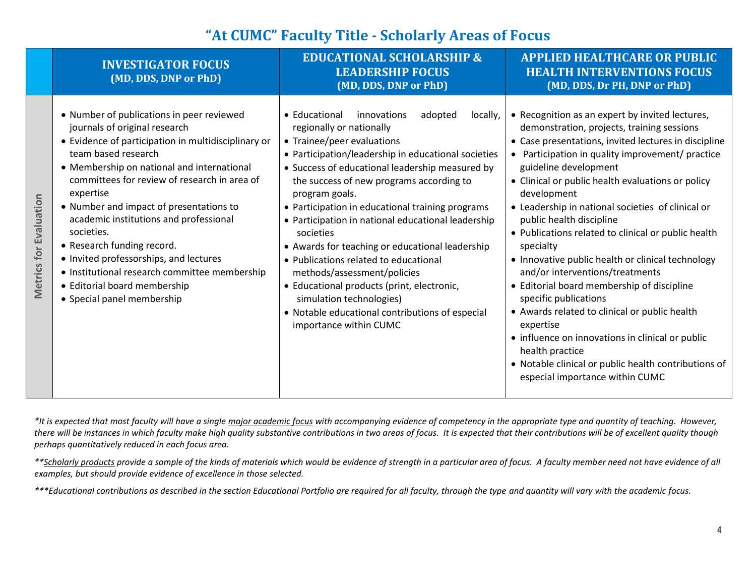# "At CUMC" Faculty Title - Scholarly Areas of Focus

| | INVESTIGATOR FOCUS (MD, DDS, DNP or PhD) | EDUCATIONAL SCHOLARSHIP & LEADERSHIP FOCUS (MD, DDS, DNP or PhD) | APPLIED HEALTHCARE OR PUBLIC HEALTH INTERVENTIONS FOCUS (MD, DDS, Dr PH, DNP or PhD) |
|---|---|---|---|
| Metrics for Evaluation | • Number of publications in peer reviewed journals of original research<br>• Evidence of participation in multidisciplinary or team based research<br>• Membership on national and international committees for review of research in area of expertise<br>• Number and impact of presentations to academic institutions and professional societies.<br>• Research funding record.<br>• Invited professorships, and lectures<br>• Institutional research committee membership<br>• Editorial board membership<br>• Special panel membership | • Educational innovations adopted locally, regionally or nationally<br>• Trainee/peer evaluations<br>• Participation/leadership in educational societies<br>• Success of educational leadership measured by the success of new programs according to program goals.<br>• Participation in educational training programs<br>• Participation in national educational leadership societies<br>• Awards for teaching or educational leadership<br>• Publications related to educational methods/assessment/policies<br>• Educational products (print, electronic, simulation technologies)<br>• Notable educational contributions of especial importance within CUMC | • Recognition as an expert by invited lectures, demonstration, projects, training sessions<br>• Case presentations, invited lectures in discipline<br>• Participation in quality improvement/ practice guideline development<br>• Clinical or public health evaluations or policy development<br>• Leadership in national societies of clinical or public health discipline<br>• Publications related to clinical or public health specialty<br>• Innovative public health or clinical technology and/or interventions/treatments<br>• Editorial board membership of discipline specific publications<br>• Awards related to clinical or public health expertise<br>• influence on innovations in clinical or public health practice<br>• Notable clinical or public health contributions of especial importance within CUMC |

*\*It is expected that most faculty will have a single major academic focus with accompanying evidence of competency in the appropriate type and quantity of teaching. However, there will be instances in which faculty make high quality substantive contributions in two areas of focus. It is expected that their contributions will be of excellent quality though perhaps quantitatively reduced in each focus area.*

*\*\*Scholarly products provide a sample of the kinds of materials which would be evidence of strength in a particular area of focus. A faculty member need not have evidence of all examples, but should provide evidence of excellence in those selected.*

*\*\*\*Educational contributions as described in the section Educational Portfolio are required for all faculty, through the type and quantity will vary with the academic focus.*